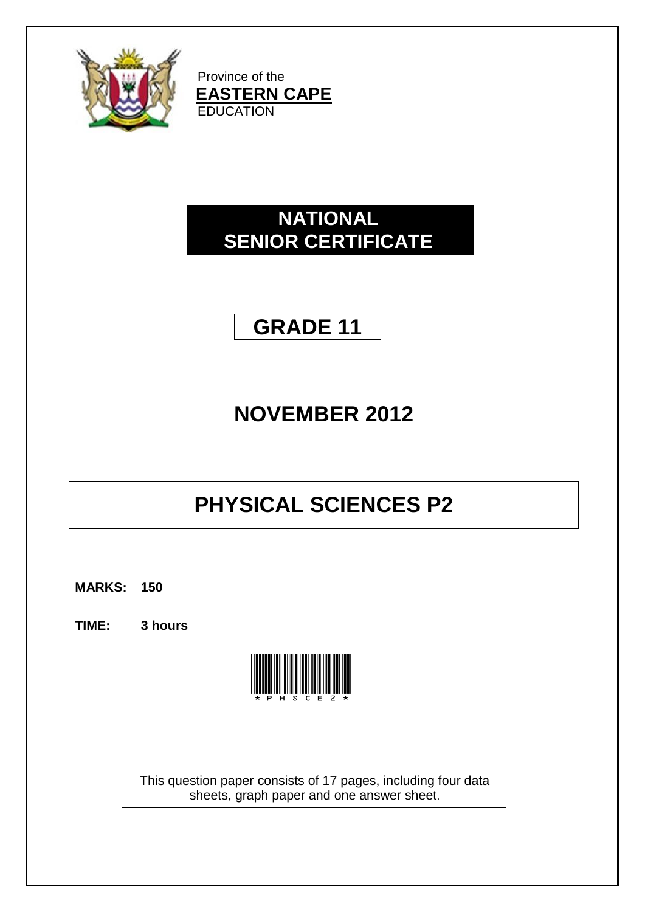Province of the

**EASTERN CAPE**

EDUCATION

# NATIONAL SENIOR CERTIFICATE

# GRADE 11

## NOVEMBER 2012

# PHYSICAL SCIENCES P2

**MARKS: 150**

**TIME: 3 hours**

*PHSCE2*

This question paper consists of 17 pages, including four data sheets, graph paper and one answer sheet.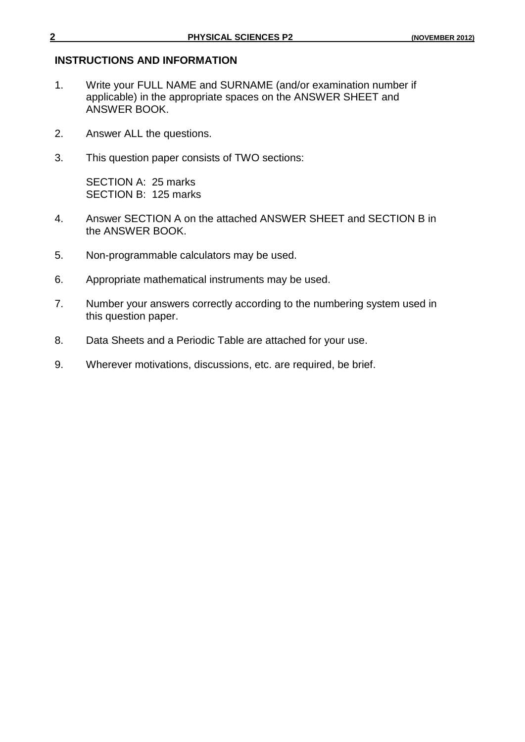## INSTRUCTIONS AND INFORMATION

1. Write your FULL NAME and SURNAME (and/or examination number if applicable) in the appropriate spaces on the ANSWER SHEET and ANSWER BOOK.

2. Answer ALL the questions.

3. This question paper consists of TWO sections:

   SECTION A: 25 marks
   SECTION B: 125 marks

4. Answer SECTION A on the attached ANSWER SHEET and SECTION B in the ANSWER BOOK.

5. Non-programmable calculators may be used.

6. Appropriate mathematical instruments may be used.

7. Number your answers correctly according to the numbering system used in this question paper.

8. Data Sheets and a Periodic Table are attached for your use.

9. Wherever motivations, discussions, etc. are required, be brief.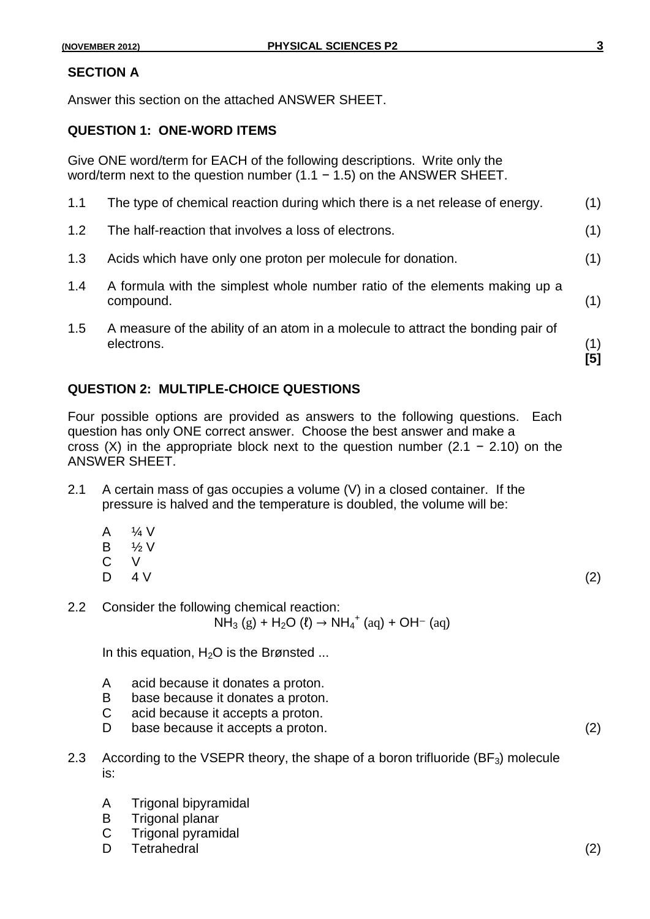## SECTION A

Answer this section on the attached ANSWER SHEET.

### QUESTION 1: ONE-WORD ITEMS

Give ONE word/term for EACH of the following descriptions. Write only the word/term next to the question number (1.1 − 1.5) on the ANSWER SHEET.

1.1 The type of chemical reaction during which there is a net release of energy. (1)

1.2 The half-reaction that involves a loss of electrons. (1)

1.3 Acids which have only one proton per molecule for donation. (1)

1.4 A formula with the simplest whole number ratio of the elements making up a compound. (1)

1.5 A measure of the ability of an atom in a molecule to attract the bonding pair of electrons. (1)

**[5]**

### QUESTION 2: MULTIPLE-CHOICE QUESTIONS

Four possible options are provided as answers to the following questions. Each question has only ONE correct answer. Choose the best answer and make a cross (X) in the appropriate block next to the question number (2.1 − 2.10) on the ANSWER SHEET.

2.1 A certain mass of gas occupies a volume (V) in a closed container. If the pressure is halved and the temperature is doubled, the volume will be:

- A ¼ V
- B ½ V
- C V
- D 4 V

(2)

2.2 Consider the following chemical reaction:

$$NH_3\ (g) + H_2O\ (\ell) \rightarrow NH_4^+\ (aq) + OH^-\ (aq)$$

In this equation, $H_2O$ is the Brønsted ...

- A acid because it donates a proton.
- B base because it donates a proton.
- C acid because it accepts a proton.
- D base because it accepts a proton.

(2)

2.3 According to the VSEPR theory, the shape of a boron trifluoride ($BF_3$) molecule is:

- A Trigonal bipyramidal
- B Trigonal planar
- C Trigonal pyramidal
- D Tetrahedral

(2)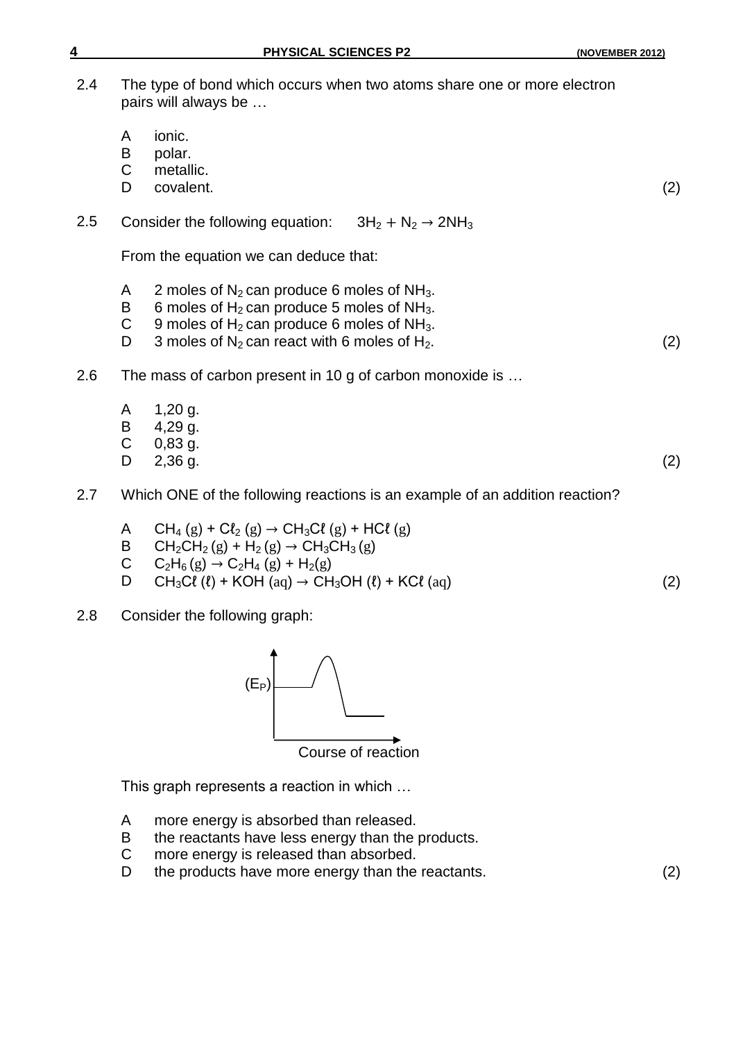2.4 The type of bond which occurs when two atoms share one or more electron pairs will always be …

- A ionic.
- B polar.
- C metallic.
- D covalent. (2)

2.5 Consider the following equation: $3H_2 + N_2 \rightarrow 2NH_3$

From the equation we can deduce that:

- A 2 moles of $N_2$ can produce 6 moles of $NH_3$.
- B 6 moles of $H_2$ can produce 5 moles of $NH_3$.
- C 9 moles of $H_2$ can produce 6 moles of $NH_3$.
- D 3 moles of $N_2$ can react with 6 moles of $H_2$. (2)

2.6 The mass of carbon present in 10 g of carbon monoxide is …

- A 1,20 g.
- B 4,29 g.
- C 0,83 g.
- D 2,36 g. (2)

2.7 Which ONE of the following reactions is an example of an addition reaction?

- A $CH_4\ (g) + C\ell_2\ (g) \rightarrow CH_3C\ell\ (g) + HC\ell\ (g)$
- B $CH_2CH_2\ (g) + H_2\ (g) \rightarrow CH_3CH_3\ (g)$
- C $C_2H_6\ (g) \rightarrow C_2H_4\ (g) + H_2(g)$
- D $CH_3C\ell\ (\ell) + KOH\ (aq) \rightarrow CH_3OH\ (\ell) + KC\ell\ (aq)$ (2)

2.8 Consider the following graph:

(E<sub>P</sub>)

Course of reaction

This graph represents a reaction in which …

- A more energy is absorbed than released.
- B the reactants have less energy than the products.
- C more energy is released than absorbed.
- D the products have more energy than the reactants. (2)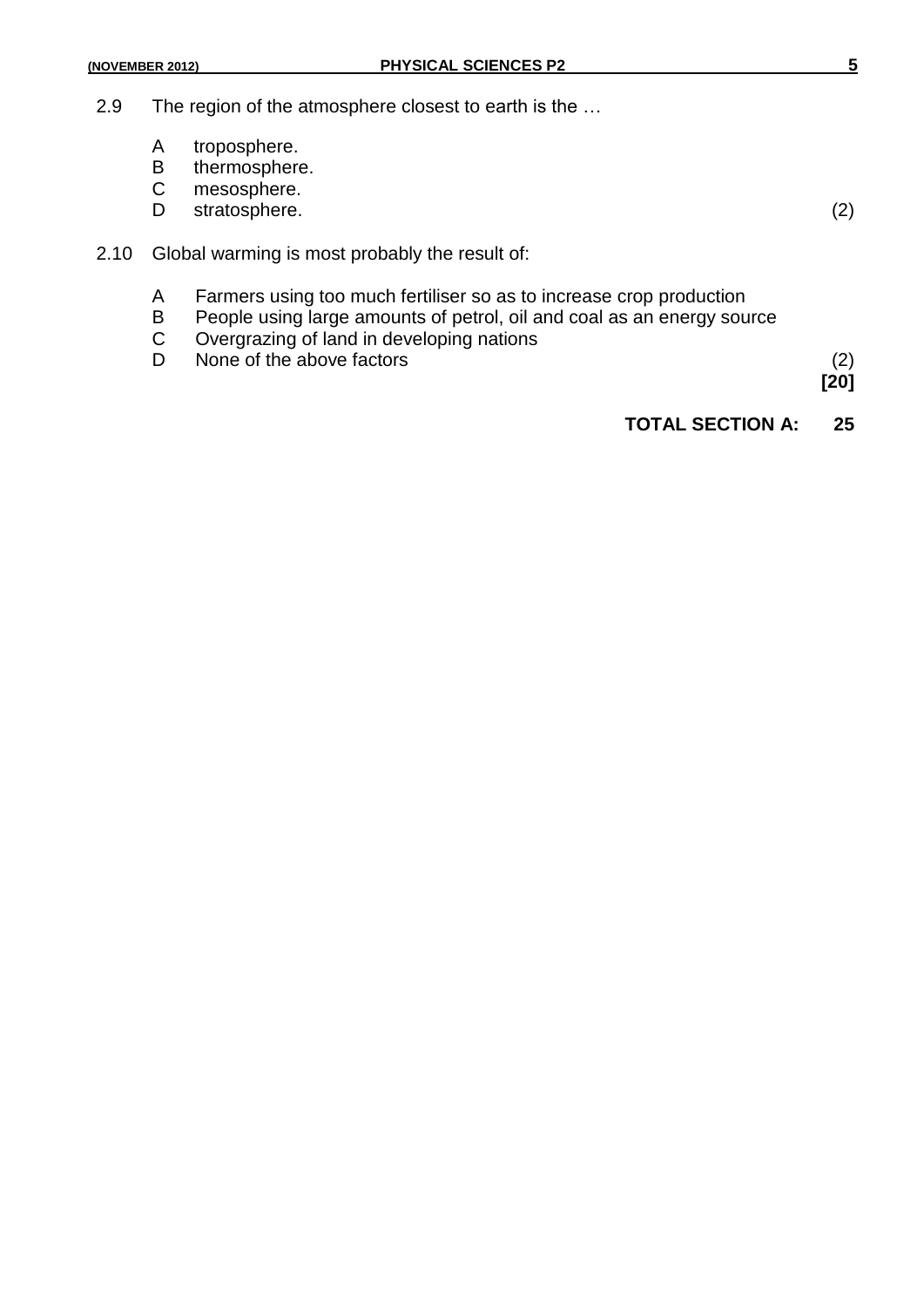2.9 The region of the atmosphere closest to earth is the …

A troposphere.
B thermosphere.
C mesosphere.
D stratosphere. (2)

2.10 Global warming is most probably the result of:

A Farmers using too much fertiliser so as to increase crop production
B People using large amounts of petrol, oil and coal as an energy source
C Overgrazing of land in developing nations
D None of the above factors (2)

**[20]**

**TOTAL SECTION A: 25**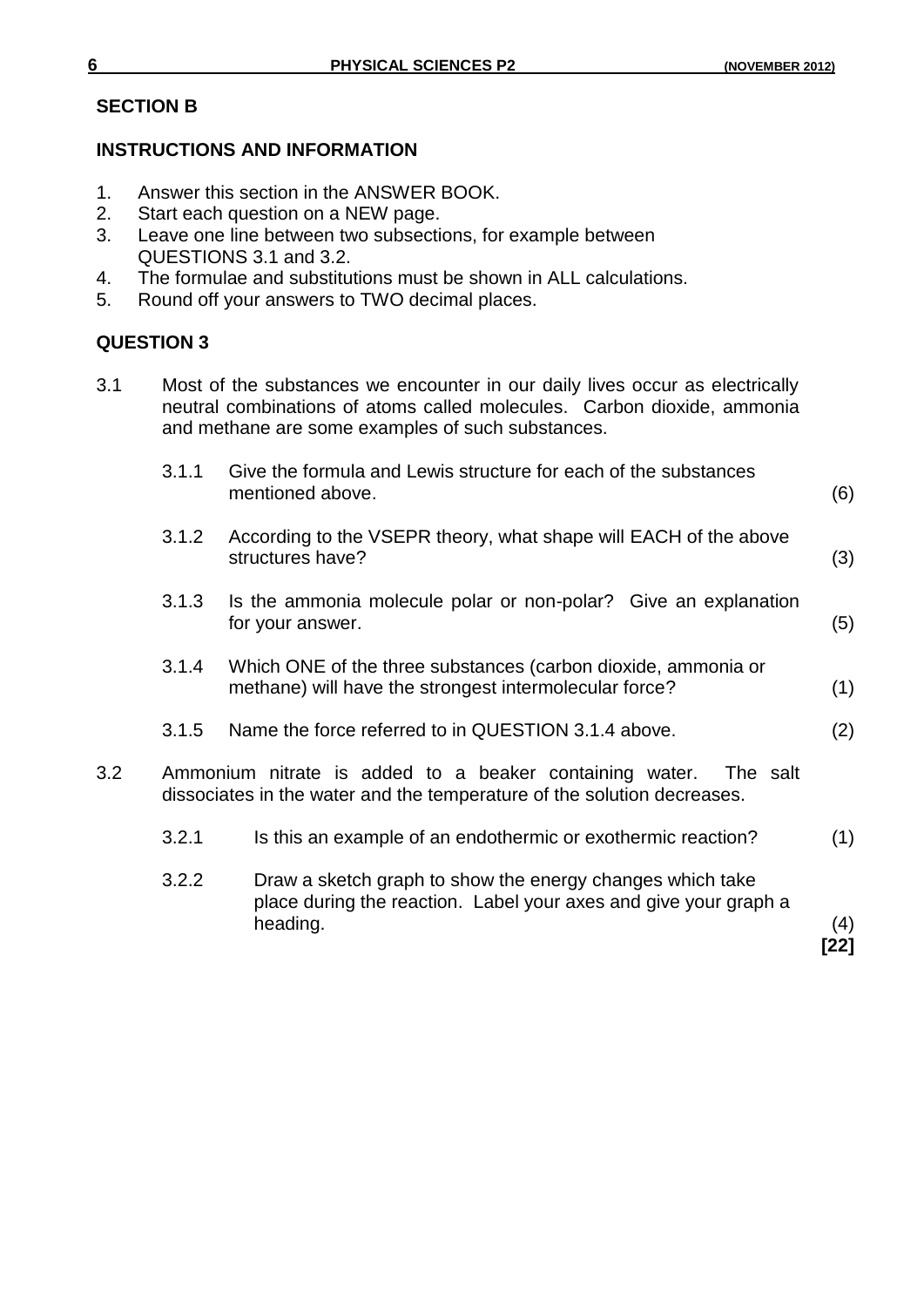## SECTION B

### INSTRUCTIONS AND INFORMATION

1. Answer this section in the ANSWER BOOK.
2. Start each question on a NEW page.
3. Leave one line between two subsections, for example between QUESTIONS 3.1 and 3.2.
4. The formulae and substitutions must be shown in ALL calculations.
5. Round off your answers to TWO decimal places.

### QUESTION 3

3.1 Most of the substances we encounter in our daily lives occur as electrically neutral combinations of atoms called molecules. Carbon dioxide, ammonia and methane are some examples of such substances.

3.1.1 Give the formula and Lewis structure for each of the substances mentioned above. (6)

3.1.2 According to the VSEPR theory, what shape will EACH of the above structures have? (3)

3.1.3 Is the ammonia molecule polar or non-polar? Give an explanation for your answer. (5)

3.1.4 Which ONE of the three substances (carbon dioxide, ammonia or methane) will have the strongest intermolecular force? (1)

3.1.5 Name the force referred to in QUESTION 3.1.4 above. (2)

3.2 Ammonium nitrate is added to a beaker containing water. The salt dissociates in the water and the temperature of the solution decreases.

3.2.1 Is this an example of an endothermic or exothermic reaction? (1)

3.2.2 Draw a sketch graph to show the energy changes which take place during the reaction. Label your axes and give your graph a heading. (4)

**[22]**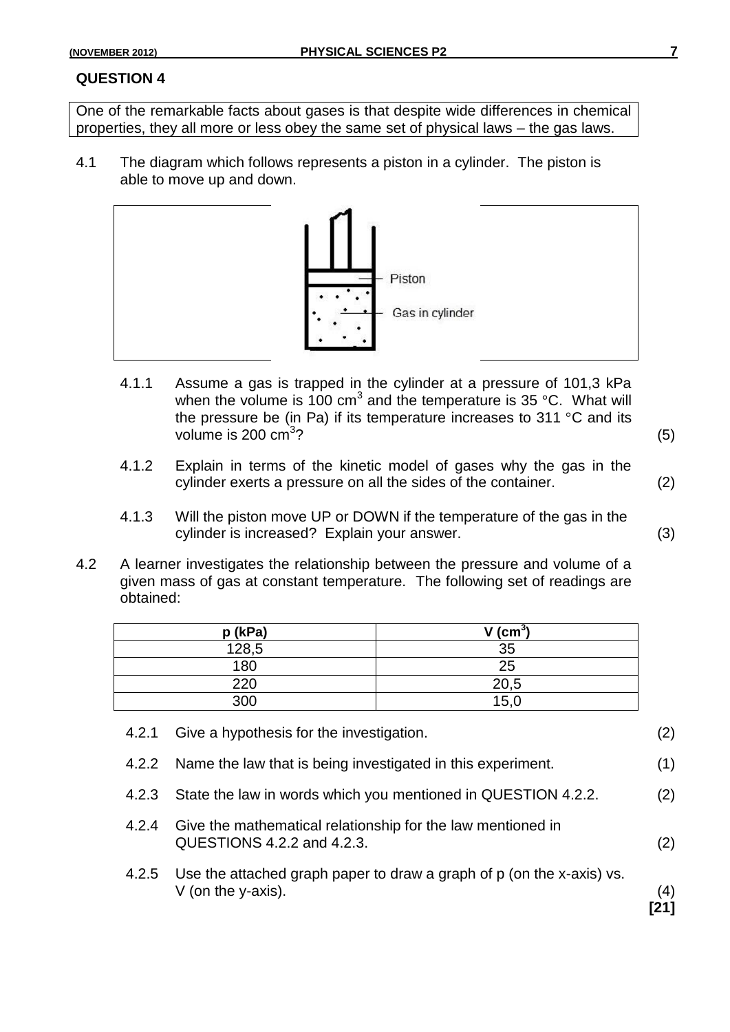## QUESTION 4

One of the remarkable facts about gases is that despite wide differences in chemical properties, they all more or less obey the same set of physical laws – the gas laws.

4.1 The diagram which follows represents a piston in a cylinder. The piston is able to move up and down.

Piston

Gas in cylinder

4.1.1 Assume a gas is trapped in the cylinder at a pressure of 101,3 kPa when the volume is 100 $cm^3$ and the temperature is 35 °C. What will the pressure be (in Pa) if its temperature increases to 311 °C and its volume is 200 $cm^3$? (5)

4.1.2 Explain in terms of the kinetic model of gases why the gas in the cylinder exerts a pressure on all the sides of the container. (2)

4.1.3 Will the piston move UP or DOWN if the temperature of the gas in the cylinder is increased? Explain your answer. (3)

4.2 A learner investigates the relationship between the pressure and volume of a given mass of gas at constant temperature. The following set of readings are obtained:

| p (kPa) | V ($cm^3$) |
|---|---|
| 128,5 | 35 |
| 180 | 25 |
| 220 | 20,5 |
| 300 | 15,0 |

4.2.1 Give a hypothesis for the investigation. (2)

4.2.2 Name the law that is being investigated in this experiment. (1)

4.2.3 State the law in words which you mentioned in QUESTION 4.2.2. (2)

4.2.4 Give the mathematical relationship for the law mentioned in QUESTIONS 4.2.2 and 4.2.3. (2)

4.2.5 Use the attached graph paper to draw a graph of p (on the x-axis) vs. V (on the y-axis). (4)

**[21]**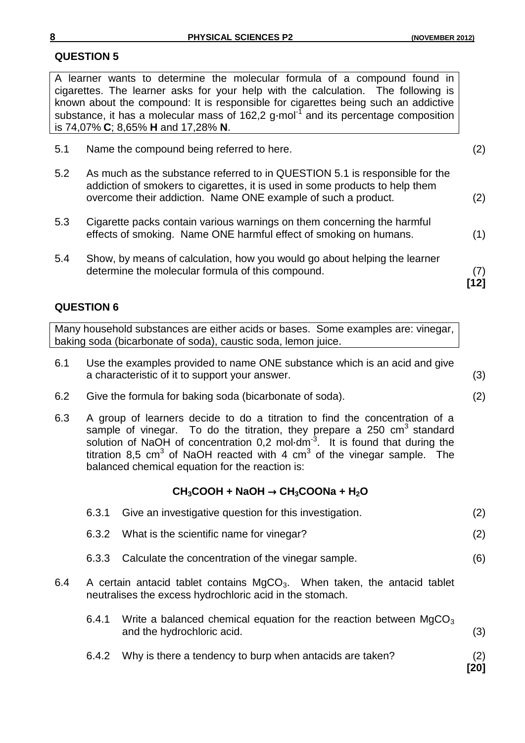## QUESTION 5

A learner wants to determine the molecular formula of a compound found in cigarettes. The learner asks for your help with the calculation. The following is known about the compound: It is responsible for cigarettes being such an addictive substance, it has a molecular mass of 162,2 $g \cdot mol^{-1}$ and its percentage composition is 74,07% **C**; 8,65% **H** and 17,28% **N**.

5.1 Name the compound being referred to here. (2)

5.2 As much as the substance referred to in QUESTION 5.1 is responsible for the addiction of smokers to cigarettes, it is used in some products to help them overcome their addiction. Name ONE example of such a product. (2)

5.3 Cigarette packs contain various warnings on them concerning the harmful effects of smoking. Name ONE harmful effect of smoking on humans. (1)

5.4 Show, by means of calculation, how you would go about helping the learner determine the molecular formula of this compound. (7)

**[12]**

## QUESTION 6

Many household substances are either acids or bases. Some examples are: vinegar, baking soda (bicarbonate of soda), caustic soda, lemon juice.

6.1 Use the examples provided to name ONE substance which is an acid and give a characteristic of it to support your answer. (3)

6.2 Give the formula for baking soda (bicarbonate of soda). (2)

6.3 A group of learners decide to do a titration to find the concentration of a sample of vinegar. To do the titration, they prepare a 250 $cm^3$ standard solution of NaOH of concentration 0,2 $mol \cdot dm^{-3}$. It is found that during the titration 8,5 $cm^3$ of NaOH reacted with 4 $cm^3$ of the vinegar sample. The balanced chemical equation for the reaction is:

$$CH_3COOH + NaOH \rightarrow CH_3COONa + H_2O$$

6.3.1 Give an investigative question for this investigation. (2)

6.3.2 What is the scientific name for vinegar? (2)

6.3.3 Calculate the concentration of the vinegar sample. (6)

6.4 A certain antacid tablet contains $MgCO_3$. When taken, the antacid tablet neutralises the excess hydrochloric acid in the stomach.

6.4.1 Write a balanced chemical equation for the reaction between $MgCO_3$ and the hydrochloric acid. (3)

6.4.2 Why is there a tendency to burp when antacids are taken? (2)

**[20]**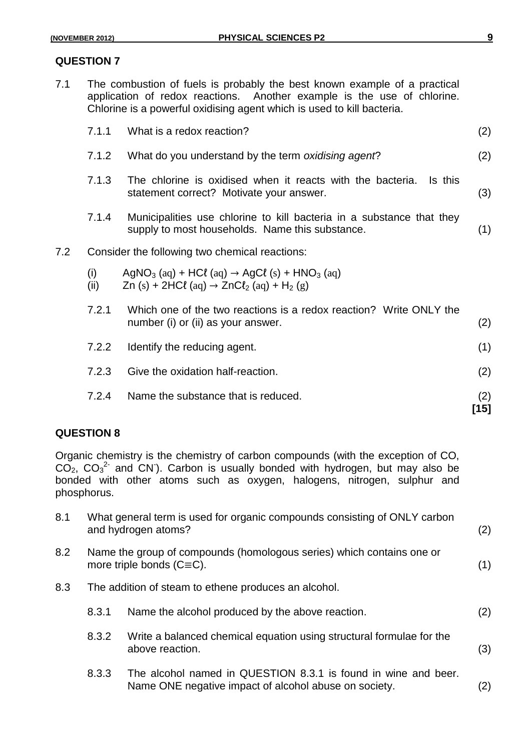## QUESTION 7

7.1 The combustion of fuels is probably the best known example of a practical application of redox reactions. Another example is the use of chlorine. Chlorine is a powerful oxidising agent which is used to kill bacteria.

7.1.1 What is a redox reaction? (2)

7.1.2 What do you understand by the term *oxidising agent*? (2)

7.1.3 The chlorine is oxidised when it reacts with the bacteria. Is this statement correct? Motivate your answer. (3)

7.1.4 Municipalities use chlorine to kill bacteria in a substance that they supply to most households. Name this substance. (1)

7.2 Consider the following two chemical reactions:

(i) $AgNO_3\ (aq) + HC\ell\ (aq) \rightarrow AgC\ell\ (s) + HNO_3\ (aq)$

(ii) $Zn\ (s) + 2HC\ell\ (aq) \rightarrow ZnC\ell_2\ (aq) + H_2\ (g)$

7.2.1 Which one of the two reactions is a redox reaction? Write ONLY the number (i) or (ii) as your answer. (2)

7.2.2 Identify the reducing agent. (1)

7.2.3 Give the oxidation half-reaction. (2)

7.2.4 Name the substance that is reduced. (2)

**[15]**

## QUESTION 8

Organic chemistry is the chemistry of carbon compounds (with the exception of CO, $CO_2$, $CO_3^{2-}$ and $CN^-$). Carbon is usually bonded with hydrogen, but may also be bonded with other atoms such as oxygen, halogens, nitrogen, sulphur and phosphorus.

8.1 What general term is used for organic compounds consisting of ONLY carbon and hydrogen atoms? (2)

8.2 Name the group of compounds (homologous series) which contains one or more triple bonds ($C\equiv C$). (1)

8.3 The addition of steam to ethene produces an alcohol.

8.3.1 Name the alcohol produced by the above reaction. (2)

8.3.2 Write a balanced chemical equation using structural formulae for the above reaction. (3)

8.3.3 The alcohol named in QUESTION 8.3.1 is found in wine and beer. Name ONE negative impact of alcohol abuse on society. (2)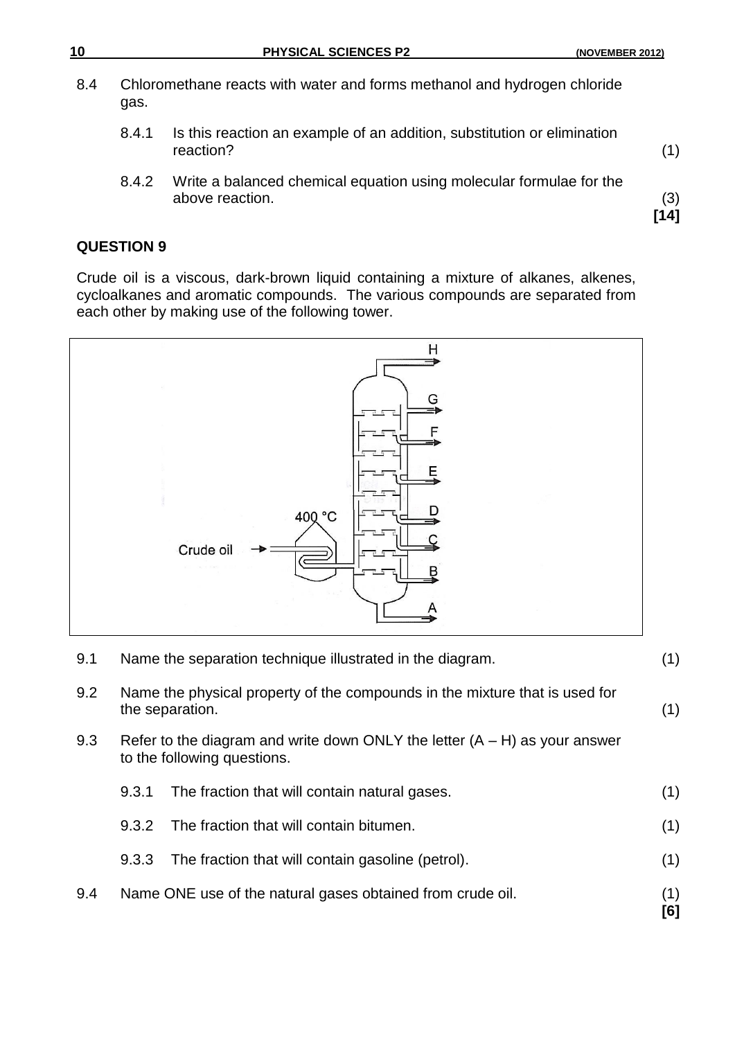8.4 Chloromethane reacts with water and forms methanol and hydrogen chloride gas.

8.4.1 Is this reaction an example of an addition, substitution or elimination reaction? (1)

8.4.2 Write a balanced chemical equation using molecular formulae for the above reaction. (3)
**[14]**

## QUESTION 9

Crude oil is a viscous, dark-brown liquid containing a mixture of alkanes, alkenes, cycloalkanes and aromatic compounds. The various compounds are separated from each other by making use of the following tower.

H

G

F

E

D

C

B

A

400 °C

Crude oil

9.1 Name the separation technique illustrated in the diagram. (1)

9.2 Name the physical property of the compounds in the mixture that is used for the separation. (1)

9.3 Refer to the diagram and write down ONLY the letter (A – H) as your answer to the following questions.

9.3.1 The fraction that will contain natural gases. (1)

9.3.2 The fraction that will contain bitumen. (1)

9.3.3 The fraction that will contain gasoline (petrol). (1)

9.4 Name ONE use of the natural gases obtained from crude oil. (1)
**[6]**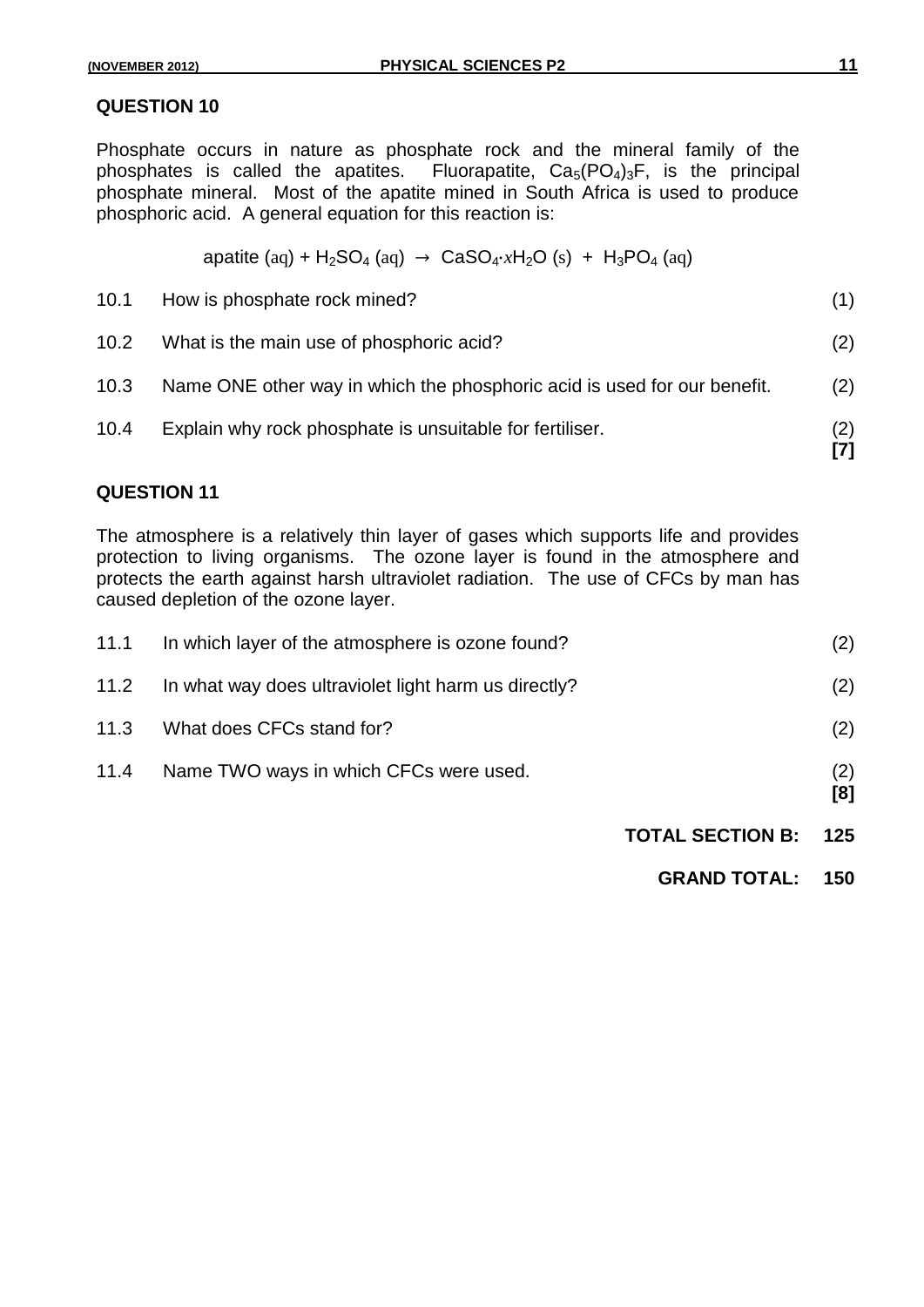## QUESTION 10

Phosphate occurs in nature as phosphate rock and the mineral family of the phosphates is called the apatites. Fluorapatite, $Ca_5(PO_4)_3F$, is the principal phosphate mineral. Most of the apatite mined in South Africa is used to produce phosphoric acid. A general equation for this reaction is:

$$\text{apatite (aq)} + H_2SO_4\text{ (aq)} \rightarrow CaSO_4{\cdot}xH_2O\text{ (s)} + H_3PO_4\text{ (aq)}$$

10.1 How is phosphate rock mined? (1)

10.2 What is the main use of phosphoric acid? (2)

10.3 Name ONE other way in which the phosphoric acid is used for our benefit. (2)

10.4 Explain why rock phosphate is unsuitable for fertiliser. (2)
**[7]**

## QUESTION 11

The atmosphere is a relatively thin layer of gases which supports life and provides protection to living organisms. The ozone layer is found in the atmosphere and protects the earth against harsh ultraviolet radiation. The use of CFCs by man has caused depletion of the ozone layer.

11.1 In which layer of the atmosphere is ozone found? (2)

11.2 In what way does ultraviolet light harm us directly? (2)

11.3 What does CFCs stand for? (2)

11.4 Name TWO ways in which CFCs were used. (2)
**[8]**

**TOTAL SECTION B: 125**

**GRAND TOTAL: 150**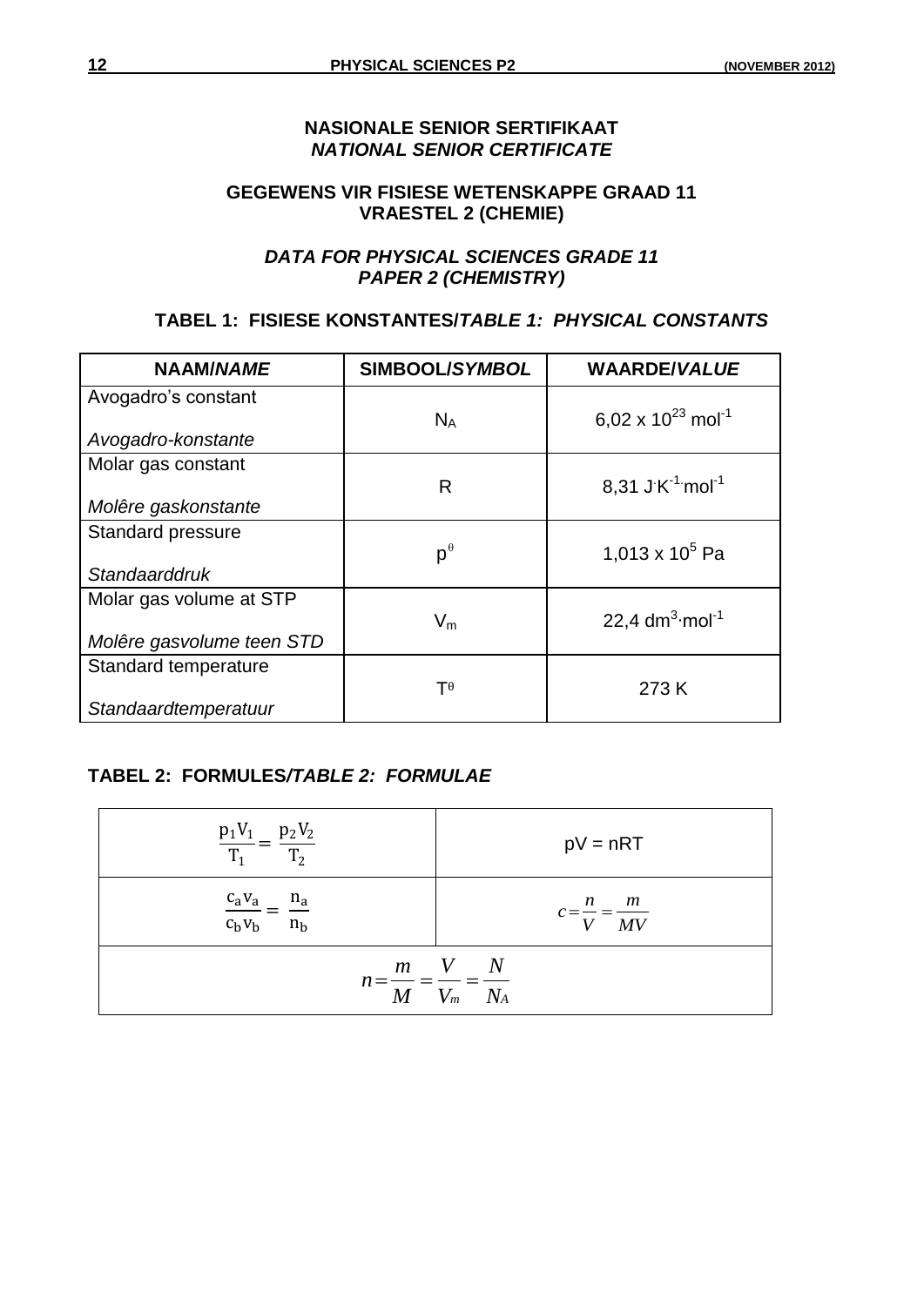**NASIONALE SENIOR SERTIFIKAAT**
***NATIONAL SENIOR CERTIFICATE***

**GEGEWENS VIR FISIESE WETENSKAPPE GRAAD 11**
**VRAESTEL 2 (CHEMIE)**

***DATA FOR PHYSICAL SCIENCES GRADE 11***
***PAPER 2 (CHEMISTRY)***

**TABEL 1: FISIESE KONSTANTES/*TABLE 1: PHYSICAL CONSTANTS***

| NAAM/*NAME* | SIMBOOL/*SYMBOL* | WAARDE/*VALUE* |
|---|---|---|
| Avogadro's constant<br>*Avogadro-konstante* | $N_A$ | $6,02 \times 10^{23}$ mol$^{-1}$ |
| Molar gas constant<br>*Molêre gaskonstante* | R | $8,31$ J·K$^{-1}$·mol$^{-1}$ |
| Standard pressure<br>*Standaarddruk* | $p^{\theta}$ | $1,013 \times 10^{5}$ Pa |
| Molar gas volume at STP<br>*Molêre gasvolume teen STD* | $V_m$ | $22,4$ dm$^{3}$·mol$^{-1}$ |
| Standard temperature<br>*Standaardtemperatuur* | $T^{\theta}$ | 273 K |

**TABEL 2: FORMULES/*TABLE 2: FORMULAE***

| | |
|---|---|
| $\frac{p_1V_1}{T_1} = \frac{p_2V_2}{T_2}$ | $pV = nRT$ |
| $\frac{c_a v_a}{c_b v_b} = \frac{n_a}{n_b}$ | $c = \frac{n}{V} = \frac{m}{MV}$ |
| $n = \frac{m}{M} = \frac{V}{V_m} = \frac{N}{N_A}$ | |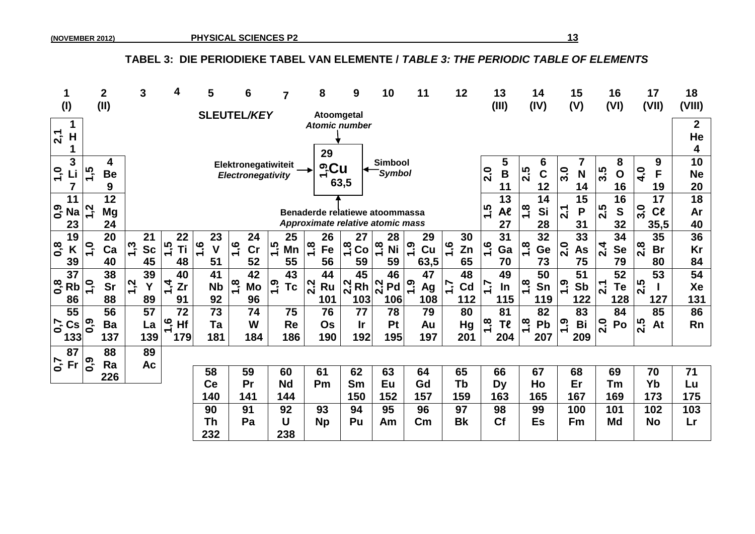## TABEL 3: DIE PERIODIEKE TABEL VAN ELEMENTE / *TABLE 3: THE PERIODIC TABLE OF ELEMENTS*

**SLEUTEL/*KEY***

- Atoomgetal / *Atomic number*: 29
- Elektronegatiwiteit / *Electronegativity*: 1,9
- Simbool / *Symbol*: Cu
- Benaderde relatiewe atoommassa / *Approximate relative atomic mass*: 63,5

| 1 (I) | 2 (II) | 3 | 4 | 5 | 6 | 7 | 8 | 9 | 10 | 11 | 12 | 13 (III) | 14 (IV) | 15 (V) | 16 (VI) | 17 (VII) | 18 (VIII) |
|---|---|---|---|---|---|---|---|---|---|---|---|---|---|---|---|---|---|
| 1 H 1 (2,1) | | | | | | | | | | | | | | | | | 2 He 4 |
| 3 Li 7 (1,0) | 4 Be 9 (1,5) | | | | | | | | | | | 5 B 11 (2,0) | 6 C 12 (2,5) | 7 N 14 (3,0) | 8 O 16 (3,5) | 9 F 19 (4,0) | 10 Ne 20 |
| 11 Na 23 (0,9) | 12 Mg 24 (1,2) | | | | | | | | | | | 13 Aℓ 27 (1,5) | 14 Si 28 (1,8) | 15 P 31 (2,1) | 16 S 32 (2,5) | 17 Cℓ 35,5 (3,0) | 18 Ar 40 |
| 19 K 39 (0,8) | 20 Ca 40 (1,0) | 21 Sc 45 (1,3) | 22 Ti 48 (1,5) | 23 V 51 (1,6) | 24 Cr 52 (1,6) | 25 Mn 55 (1,5) | 26 Fe 56 (1,8) | 27 Co 59 (1,8) | 28 Ni 59 (1,8) | 29 Cu 63,5 (1,9) | 30 Zn 65 (1,6) | 31 Ga 70 (1,6) | 32 Ge 73 (1,8) | 33 As 75 (2,0) | 34 Se 79 (2,4) | 35 Br 80 (2,8) | 36 Kr 84 |
| 37 Rb 86 (0,8) | 38 Sr 88 (1,0) | 39 Y 89 (1,2) | 40 Zr 91 (1,4) | 41 Nb 92 | 42 Mo 96 (1,8) | 43 Tc (1,9) | 44 Ru 101 (2,2) | 45 Rh 103 (2,2) | 46 Pd 106 (2,2) | 47 Ag 108 (1,9) | 48 Cd 112 (1,7) | 49 In 115 (1,7) | 50 Sn 119 (1,8) | 51 Sb 122 (1,9) | 52 Te 128 (2,1) | 53 I 127 (2,5) | 54 Xe 131 |
| 55 Cs 133 (0,7) | 56 Ba 137 (0,9) | 57 La 139 | 72 Hf 179 (1,6) | 73 Ta 181 | 74 W 184 | 75 Re 186 | 76 Os 190 | 77 Ir 192 | 78 Pt 195 | 79 Au 197 | 80 Hg 201 | 81 Tℓ 204 (1,8) | 82 Pb 207 (1,8) | 83 Bi 209 (1,9) | 84 Po (2,0) | 85 At (2,5) | 86 Rn |
| 87 Fr (0,7) | 88 Ra 226 (0,9) | 89 Ac | | | | | | | | | | | | | | | |

| 58 Ce 140 | 59 Pr 141 | 60 Nd 144 | 61 Pm | 62 Sm 150 | 63 Eu 152 | 64 Gd 157 | 65 Tb 159 | 66 Dy 163 | 67 Ho 165 | 68 Er 167 | 69 Tm 169 | 70 Yb 173 | 71 Lu 175 |
|---|---|---|---|---|---|---|---|---|---|---|---|---|---|
| 90 Th 232 | 91 Pa | 92 U 238 | 93 Np | 94 Pu | 95 Am | 96 Cm | 97 Bk | 98 Cf | 99 Es | 100 Fm | 101 Md | 102 No | 103 Lr |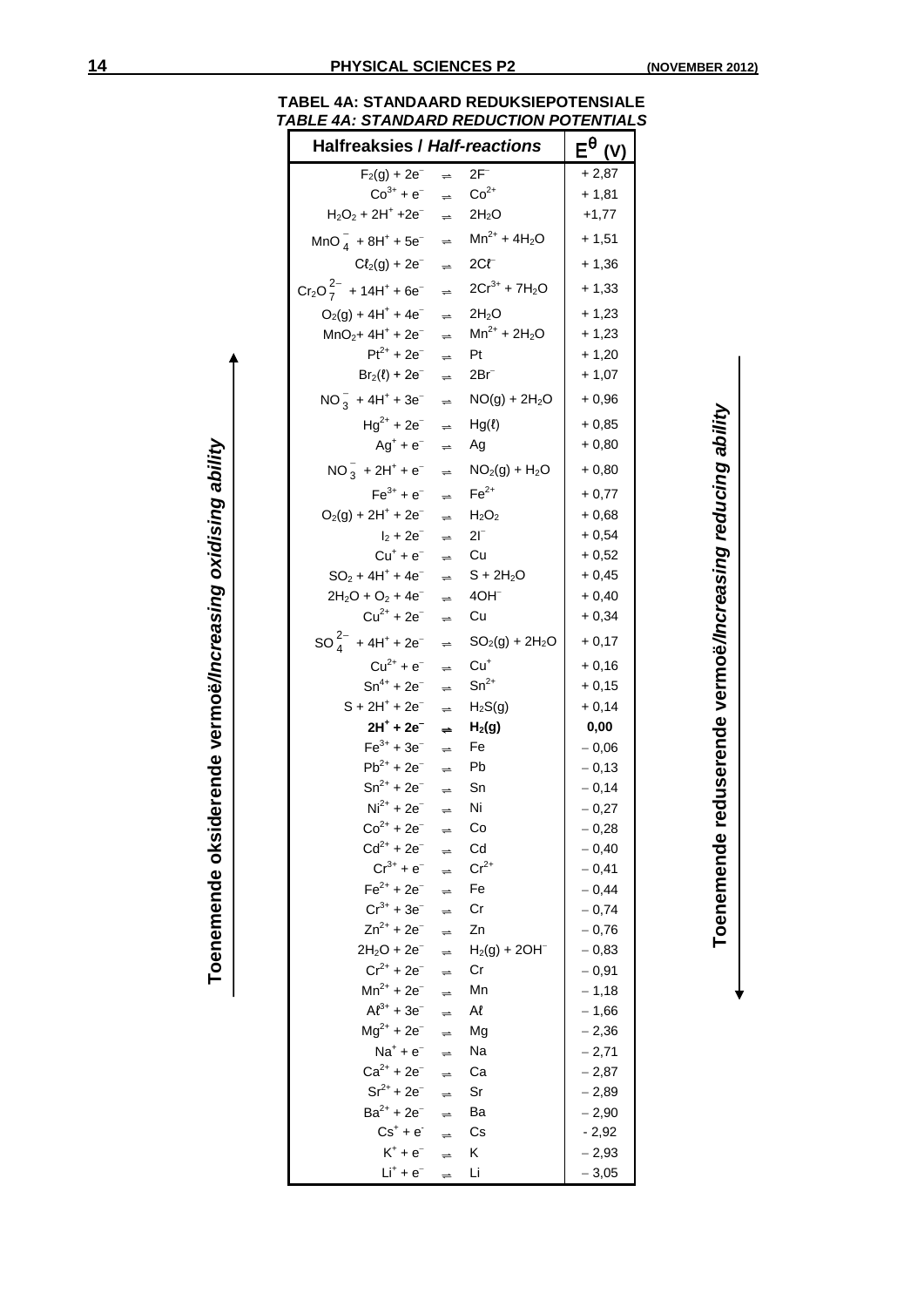**TABEL 4A: STANDAARD REDUKSIEPOTENSIALE**
***TABLE 4A: STANDARD REDUCTION POTENTIALS***

Toenemende oksiderende vermoë/*Increasing oxidising ability* (↑)

Toenemende reduserende vermoë/*Increasing reducing ability* (↓)

| Halfreaksies / *Half-reactions* | | | $E^\theta$ (V) |
|---|---|---|---|
| $F_2(g) + 2e^-$ | ⇌ | $2F^-$ | + 2,87 |
| $Co^{3+} + e^-$ | ⇌ | $Co^{2+}$ | + 1,81 |
| $H_2O_2 + 2H^+ + 2e^-$ | ⇌ | $2H_2O$ | +1,77 |
| $MnO_4^- + 8H^+ + 5e^-$ | ⇌ | $Mn^{2+} + 4H_2O$ | + 1,51 |
| $C\ell_2(g) + 2e^-$ | ⇌ | $2C\ell^-$ | + 1,36 |
| $Cr_2O_7^{2-} + 14H^+ + 6e^-$ | ⇌ | $2Cr^{3+} + 7H_2O$ | + 1,33 |
| $O_2(g) + 4H^+ + 4e^-$ | ⇌ | $2H_2O$ | + 1,23 |
| $MnO_2 + 4H^+ + 2e^-$ | ⇌ | $Mn^{2+} + 2H_2O$ | + 1,23 |
| $Pt^{2+} + 2e^-$ | ⇌ | $Pt$ | + 1,20 |
| $Br_2(\ell) + 2e^-$ | ⇌ | $2Br^-$ | + 1,07 |
| $NO_3^- + 4H^+ + 3e^-$ | ⇌ | $NO(g) + 2H_2O$ | + 0,96 |
| $Hg^{2+} + 2e^-$ | ⇌ | $Hg(\ell)$ | + 0,85 |
| $Ag^+ + e^-$ | ⇌ | $Ag$ | + 0,80 |
| $NO_3^- + 2H^+ + e^-$ | ⇌ | $NO_2(g) + H_2O$ | + 0,80 |
| $Fe^{3+} + e^-$ | ⇌ | $Fe^{2+}$ | + 0,77 |
| $O_2(g) + 2H^+ + 2e^-$ | ⇌ | $H_2O_2$ | + 0,68 |
| $I_2 + 2e^-$ | ⇌ | $2I^-$ | + 0,54 |
| $Cu^+ + e^-$ | ⇌ | $Cu$ | + 0,52 |
| $SO_2 + 4H^+ + 4e^-$ | ⇌ | $S + 2H_2O$ | + 0,45 |
| $2H_2O + O_2 + 4e^-$ | ⇌ | $4OH^-$ | + 0,40 |
| $Cu^{2+} + 2e^-$ | ⇌ | $Cu$ | + 0,34 |
| $SO_4^{2-} + 4H^+ + 2e^-$ | ⇌ | $SO_2(g) + 2H_2O$ | + 0,17 |
| $Cu^{2+} + e^-$ | ⇌ | $Cu^+$ | + 0,16 |
| $Sn^{4+} + 2e^-$ | ⇌ | $Sn^{2+}$ | + 0,15 |
| $S + 2H^+ + 2e^-$ | ⇌ | $H_2S(g)$ | + 0,14 |
| **$2H^+ + 2e^-$** | **⇌** | **$H_2(g)$** | **0,00** |
| $Fe^{3+} + 3e^-$ | ⇌ | $Fe$ | − 0,06 |
| $Pb^{2+} + 2e^-$ | ⇌ | $Pb$ | − 0,13 |
| $Sn^{2+} + 2e^-$ | ⇌ | $Sn$ | − 0,14 |
| $Ni^{2+} + 2e^-$ | ⇌ | $Ni$ | − 0,27 |
| $Co^{2+} + 2e^-$ | ⇌ | $Co$ | − 0,28 |
| $Cd^{2+} + 2e^-$ | ⇌ | $Cd$ | − 0,40 |
| $Cr^{3+} + e^-$ | ⇌ | $Cr^{2+}$ | − 0,41 |
| $Fe^{2+} + 2e^-$ | ⇌ | $Fe$ | − 0,44 |
| $Cr^{3+} + 3e^-$ | ⇌ | $Cr$ | − 0,74 |
| $Zn^{2+} + 2e^-$ | ⇌ | $Zn$ | − 0,76 |
| $2H_2O + 2e^-$ | ⇌ | $H_2(g) + 2OH^-$ | − 0,83 |
| $Cr^{2+} + 2e^-$ | ⇌ | $Cr$ | − 0,91 |
| $Mn^{2+} + 2e^-$ | ⇌ | $Mn$ | − 1,18 |
| $A\ell^{3+} + 3e^-$ | ⇌ | $A\ell$ | − 1,66 |
| $Mg^{2+} + 2e^-$ | ⇌ | $Mg$ | − 2,36 |
| $Na^+ + e^-$ | ⇌ | $Na$ | − 2,71 |
| $Ca^{2+} + 2e^-$ | ⇌ | $Ca$ | − 2,87 |
| $Sr^{2+} + 2e^-$ | ⇌ | $Sr$ | − 2,89 |
| $Ba^{2+} + 2e^-$ | ⇌ | $Ba$ | − 2,90 |
| $Cs^+ + e^-$ | ⇌ | $Cs$ | - 2,92 |
| $K^+ + e^-$ | ⇌ | $K$ | − 2,93 |
| $Li^+ + e^-$ | ⇌ | $Li$ | − 3,05 |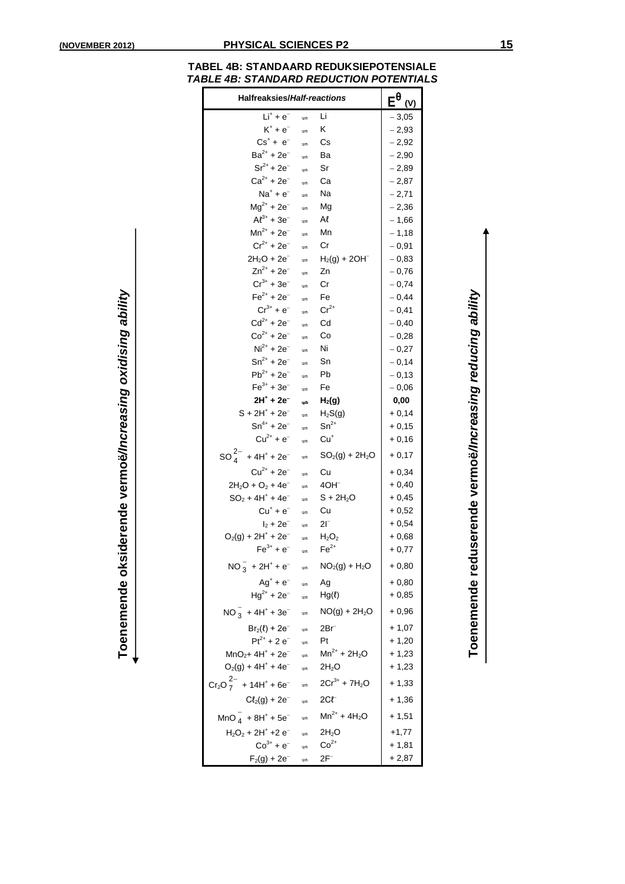# TABEL 4B: STANDAARD REDUKSIEPOTENSIALE
## *TABLE 4B: STANDARD REDUCTION POTENTIALS*

Toenemende oksiderende vermoë/*Increasing oxidising ability* (↓)

Toenemende reduserende vermoë/*Increasing reducing ability* (↑)

| Halfreaksies/*Half-reactions* | | | $E^{\theta}$ (V) |
|---|---|---|---|
| $Li^+ + e^-$ | ⇌ | $Li$ | − 3,05 |
| $K^+ + e^-$ | ⇌ | $K$ | − 2,93 |
| $Cs^+ + e^-$ | ⇌ | $Cs$ | − 2,92 |
| $Ba^{2+} + 2e^-$ | ⇌ | $Ba$ | − 2,90 |
| $Sr^{2+} + 2e^-$ | ⇌ | $Sr$ | − 2,89 |
| $Ca^{2+} + 2e^-$ | ⇌ | $Ca$ | − 2,87 |
| $Na^+ + e^-$ | ⇌ | $Na$ | − 2,71 |
| $Mg^{2+} + 2e^-$ | ⇌ | $Mg$ | − 2,36 |
| $A\ell^{3+} + 3e^-$ | ⇌ | $A\ell$ | − 1,66 |
| $Mn^{2+} + 2e^-$ | ⇌ | $Mn$ | − 1,18 |
| $Cr^{2+} + 2e^-$ | ⇌ | $Cr$ | − 0,91 |
| $2H_2O + 2e^-$ | ⇌ | $H_2(g) + 2OH^-$ | − 0,83 |
| $Zn^{2+} + 2e^-$ | ⇌ | $Zn$ | − 0,76 |
| $Cr^{3+} + 3e^-$ | ⇌ | $Cr$ | − 0,74 |
| $Fe^{2+} + 2e^-$ | ⇌ | $Fe$ | − 0,44 |
| $Cr^{3+} + e^-$ | ⇌ | $Cr^{2+}$ | − 0,41 |
| $Cd^{2+} + 2e^-$ | ⇌ | $Cd$ | − 0,40 |
| $Co^{2+} + 2e^-$ | ⇌ | $Co$ | − 0,28 |
| $Ni^{2+} + 2e^-$ | ⇌ | $Ni$ | − 0,27 |
| $Sn^{2+} + 2e^-$ | ⇌ | $Sn$ | − 0,14 |
| $Pb^{2+} + 2e^-$ | ⇌ | $Pb$ | − 0,13 |
| $Fe^{3+} + 3e^-$ | ⇌ | $Fe$ | − 0,06 |
| **$2H^+ + 2e^-$** | **⇌** | **$H_2(g)$** | **0,00** |
| $S + 2H^+ + 2e^-$ | ⇌ | $H_2S(g)$ | + 0,14 |
| $Sn^{4+} + 2e^-$ | ⇌ | $Sn^{2+}$ | + 0,15 |
| $Cu^{2+} + e^-$ | ⇌ | $Cu^+$ | + 0,16 |
| $SO_4^{2-} + 4H^+ + 2e^-$ | ⇌ | $SO_2(g) + 2H_2O$ | + 0,17 |
| $Cu^{2+} + 2e^-$ | ⇌ | $Cu$ | + 0,34 |
| $2H_2O + O_2 + 4e^-$ | ⇌ | $4OH^-$ | + 0,40 |
| $SO_2 + 4H^+ + 4e^-$ | ⇌ | $S + 2H_2O$ | + 0,45 |
| $Cu^+ + e^-$ | ⇌ | $Cu$ | + 0,52 |
| $I_2 + 2e^-$ | ⇌ | $2I^-$ | + 0,54 |
| $O_2(g) + 2H^+ + 2e^-$ | ⇌ | $H_2O_2$ | + 0,68 |
| $Fe^{3+} + e^-$ | ⇌ | $Fe^{2+}$ | + 0,77 |
| $NO_3^- + 2H^+ + e^-$ | ⇌ | $NO_2(g) + H_2O$ | + 0,80 |
| $Ag^+ + e^-$ | ⇌ | $Ag$ | + 0,80 |
| $Hg^{2+} + 2e^-$ | ⇌ | $Hg(\ell)$ | + 0,85 |
| $NO_3^- + 4H^+ + 3e^-$ | ⇌ | $NO(g) + 2H_2O$ | + 0,96 |
| $Br_2(\ell) + 2e^-$ | ⇌ | $2Br^-$ | + 1,07 |
| $Pt^{2+} + 2e^-$ | ⇌ | $Pt$ | + 1,20 |
| $MnO_2 + 4H^+ + 2e^-$ | ⇌ | $Mn^{2+} + 2H_2O$ | + 1,23 |
| $O_2(g) + 4H^+ + 4e^-$ | ⇌ | $2H_2O$ | + 1,23 |
| $Cr_2O_7^{2-} + 14H^+ + 6e^-$ | ⇌ | $2Cr^{3+} + 7H_2O$ | + 1,33 |
| $C\ell_2(g) + 2e^-$ | ⇌ | $2C\ell^-$ | + 1,36 |
| $MnO_4^- + 8H^+ + 5e^-$ | ⇌ | $Mn^{2+} + 4H_2O$ | + 1,51 |
| $H_2O_2 + 2H^+ + 2e^-$ | ⇌ | $2H_2O$ | +1,77 |
| $Co^{3+} + e^-$ | ⇌ | $Co^{2+}$ | + 1,81 |
| $F_2(g) + 2e^-$ | ⇌ | $2F^-$ | + 2,87 |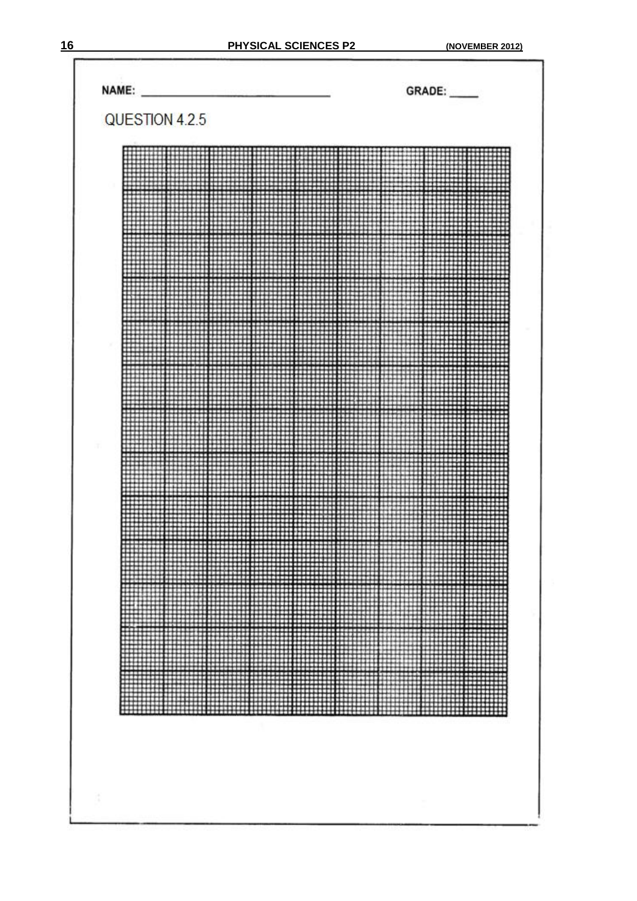NAME: ______________________________ GRADE: _____

QUESTION 4.2.5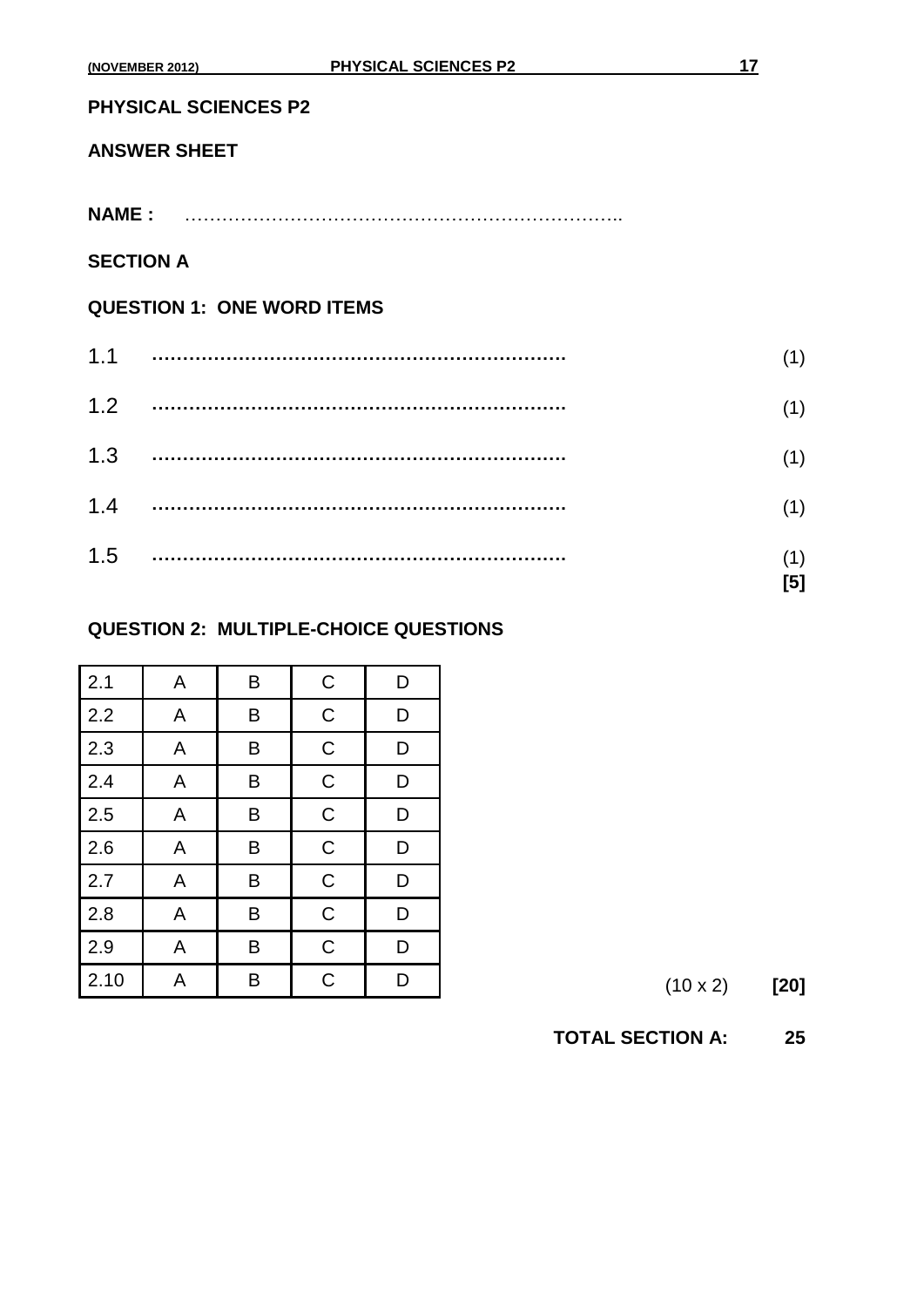**PHYSICAL SCIENCES P2**

**ANSWER SHEET**

**NAME :** ……………………………………………………………….

**SECTION A**

**QUESTION 1: ONE WORD ITEMS**

1.1 ………………………………………………………… (1)

1.2 ………………………………………………………… (1)

1.3 ………………………………………………………… (1)

1.4 ………………………………………………………… (1)

1.5 ………………………………………………………… (1)

**[5]**

**QUESTION 2: MULTIPLE-CHOICE QUESTIONS**

| | | | | |
|---|---|---|---|---|
| 2.1 | A | B | C | D |
| 2.2 | A | B | C | D |
| 2.3 | A | B | C | D |
| 2.4 | A | B | C | D |
| 2.5 | A | B | C | D |
| 2.6 | A | B | C | D |
| 2.7 | A | B | C | D |
| 2.8 | A | B | C | D |
| 2.9 | A | B | C | D |
| 2.10 | A | B | C | D |

(10 x 2) **[20]**

**TOTAL SECTION A: 25**